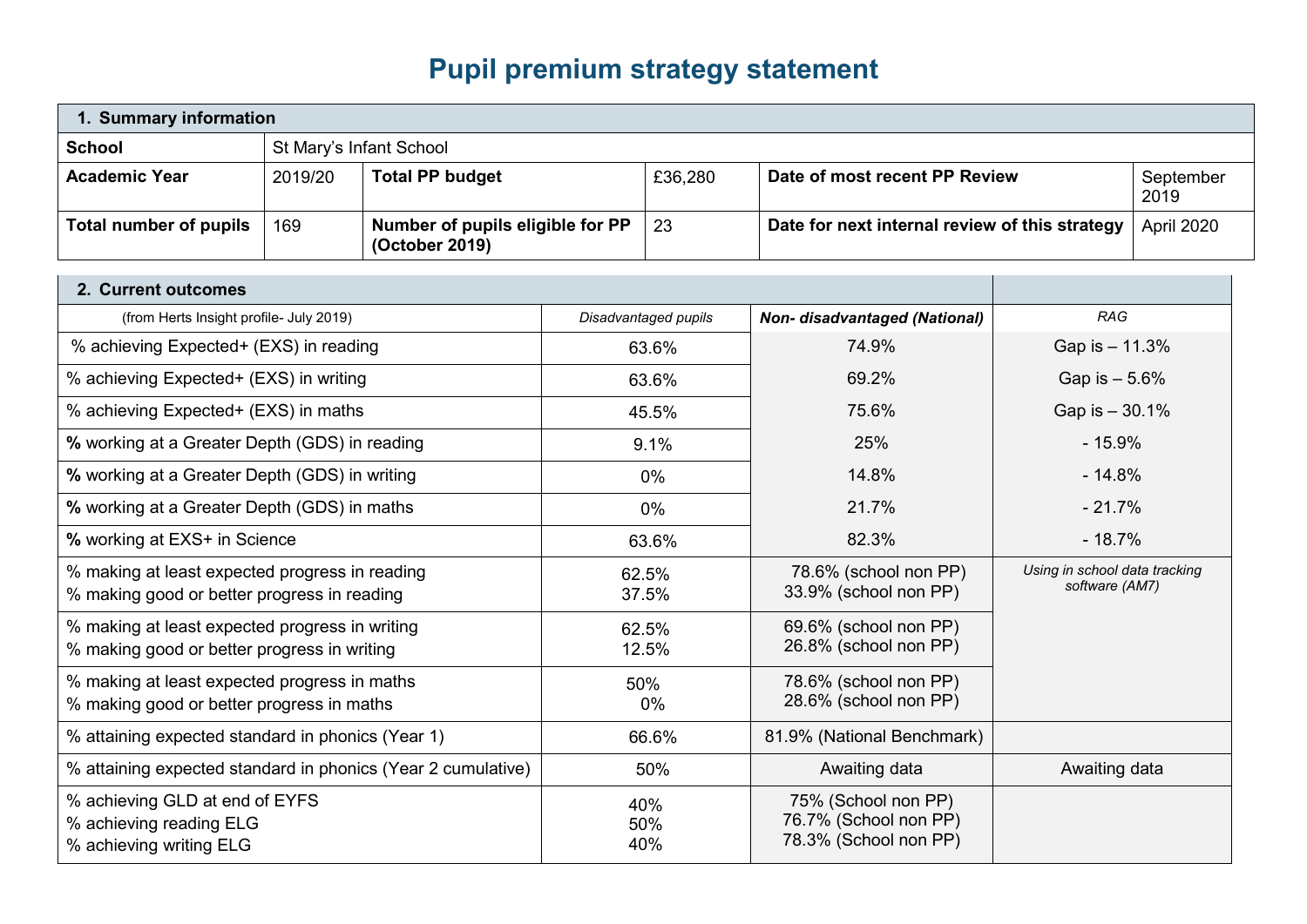# Pupil premium strategy statement

| 1. Summary information | | | | | |
|---|---|---|---|---|---|
| **School** | St Mary's Infant School | | | | |
| **Academic Year** | 2019/20 | **Total PP budget** | £36,280 | **Date of most recent PP Review** | September 2019 |
| **Total number of pupils** | 169 | **Number of pupils eligible for PP (October 2019)** | 23 | **Date for next internal review of this strategy** | April 2020 |

| 2. Current outcomes | | | |
|---|---|---|---|
| (from Herts Insight profile- July 2019) | *Disadvantaged pupils* | ***Non- disadvantaged (National)*** | *RAG* |
| % achieving Expected+ (EXS) in reading | 63.6% | 74.9% | Gap is – 11.3% |
| % achieving Expected+ (EXS) in writing | 63.6% | 69.2% | Gap is – 5.6% |
| % achieving Expected+ (EXS) in maths | 45.5% | 75.6% | Gap is – 30.1% |
| **%** working at a Greater Depth (GDS) in reading | 9.1% | 25% | - 15.9% |
| **%** working at a Greater Depth (GDS) in writing | 0% | 14.8% | - 14.8% |
| **%** working at a Greater Depth (GDS) in maths | 0% | 21.7% | - 21.7% |
| **%** working at EXS+ in Science | 63.6% | 82.3% | - 18.7% |
| % making at least expected progress in reading<br>% making good or better progress in reading | 62.5%<br>37.5% | 78.6% (school non PP)<br>33.9% (school non PP) | *Using in school data tracking software (AM7)* |
| % making at least expected progress in writing<br>% making good or better progress in writing | 62.5%<br>12.5% | 69.6% (school non PP)<br>26.8% (school non PP) | |
| % making at least expected progress in maths<br>% making good or better progress in maths | 50%<br>0% | 78.6% (school non PP)<br>28.6% (school non PP) | |
| % attaining expected standard in phonics (Year 1) | 66.6% | 81.9% (National Benchmark) | |
| % attaining expected standard in phonics (Year 2 cumulative) | 50% | Awaiting data | Awaiting data |
| % achieving GLD at end of EYFS<br>% achieving reading ELG<br>% achieving writing ELG | 40%<br>50%<br>40% | 75% (School non PP)<br>76.7% (School non PP)<br>78.3% (School non PP) | |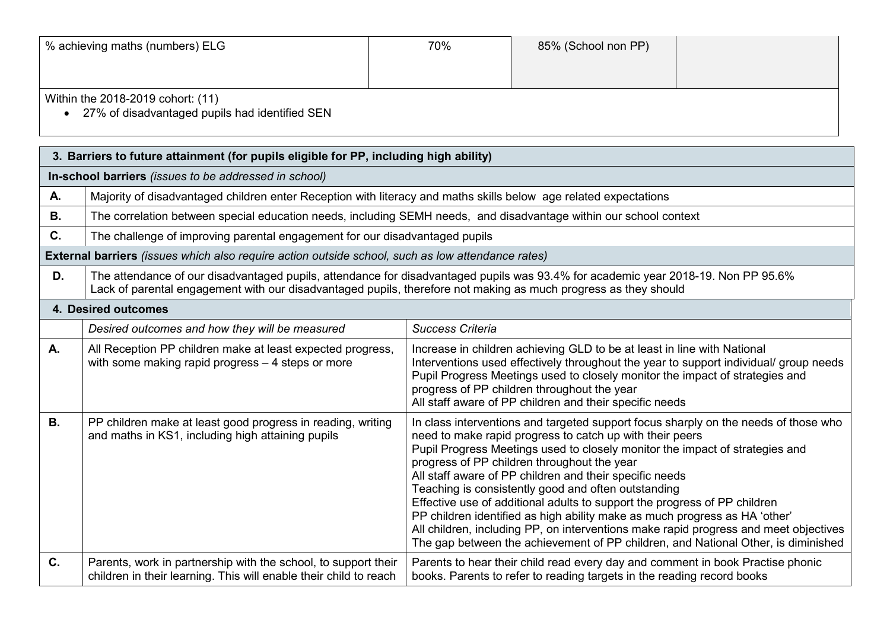| % achieving maths (numbers) ELG | 70% | 85% (School non PP) | |
|---|---|---|---|

Within the 2018-2019 cohort: (11)

- 27% of disadvantaged pupils had identified SEN

| **3. Barriers to future attainment (for pupils eligible for PP, including high ability)** | |
|---|---|
| **In-school barriers** *(issues to be addressed in school)* | |
| **A.** | Majority of disadvantaged children enter Reception with literacy and maths skills below age related expectations |
| **B.** | The correlation between special education needs, including SEMH needs, and disadvantage within our school context |
| **C.** | The challenge of improving parental engagement for our disadvantaged pupils |
| **External barriers** *(issues which also require action outside school, such as low attendance rates)* | |
| **D.** | The attendance of our disadvantaged pupils, attendance for disadvantaged pupils was 93.4% for academic year 2018-19. Non PP 95.6%<br>Lack of parental engagement with our disadvantaged pupils, therefore not making as much progress as they should |

| **4. Desired outcomes** | | |
|---|---|---|
| | *Desired outcomes and how they will be measured* | *Success Criteria* |
| **A.** | All Reception PP children make at least expected progress, with some making rapid progress – 4 steps or more | Increase in children achieving GLD to be at least in line with National<br>Interventions used effectively throughout the year to support individual/ group needs<br>Pupil Progress Meetings used to closely monitor the impact of strategies and progress of PP children throughout the year<br>All staff aware of PP children and their specific needs |
| **B.** | PP children make at least good progress in reading, writing and maths in KS1, including high attaining pupils | In class interventions and targeted support focus sharply on the needs of those who need to make rapid progress to catch up with their peers<br>Pupil Progress Meetings used to closely monitor the impact of strategies and progress of PP children throughout the year<br>All staff aware of PP children and their specific needs<br>Teaching is consistently good and often outstanding<br>Effective use of additional adults to support the progress of PP children<br>PP children identified as high ability make as much progress as HA 'other'<br>All children, including PP, on interventions make rapid progress and meet objectives<br>The gap between the achievement of PP children, and National Other, is diminished |
| **C.** | Parents, work in partnership with the school, to support their children in their learning. This will enable their child to reach | Parents to hear their child read every day and comment in book Practise phonic books. Parents to refer to reading targets in the reading record books |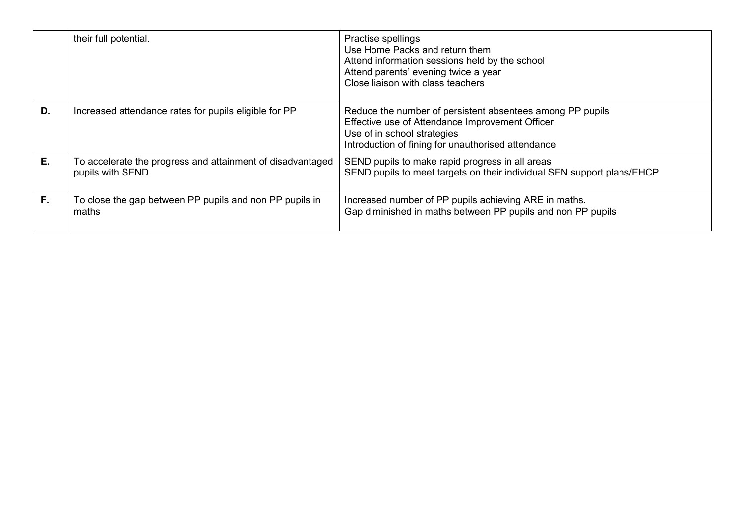|  |  |  |
|---|---|---|
|  | their full potential. | Practise spellings<br>Use Home Packs and return them<br>Attend information sessions held by the school<br>Attend parents' evening twice a year<br>Close liaison with class teachers |
| **D.** | Increased attendance rates for pupils eligible for PP | Reduce the number of persistent absentees among PP pupils<br>Effective use of Attendance Improvement Officer<br>Use of in school strategies<br>Introduction of fining for unauthorised attendance |
| **E.** | To accelerate the progress and attainment of disadvantaged pupils with SEND | SEND pupils to make rapid progress in all areas<br>SEND pupils to meet targets on their individual SEN support plans/EHCP |
| **F.** | To close the gap between PP pupils and non PP pupils in maths | Increased number of PP pupils achieving ARE in maths.<br>Gap diminished in maths between PP pupils and non PP pupils |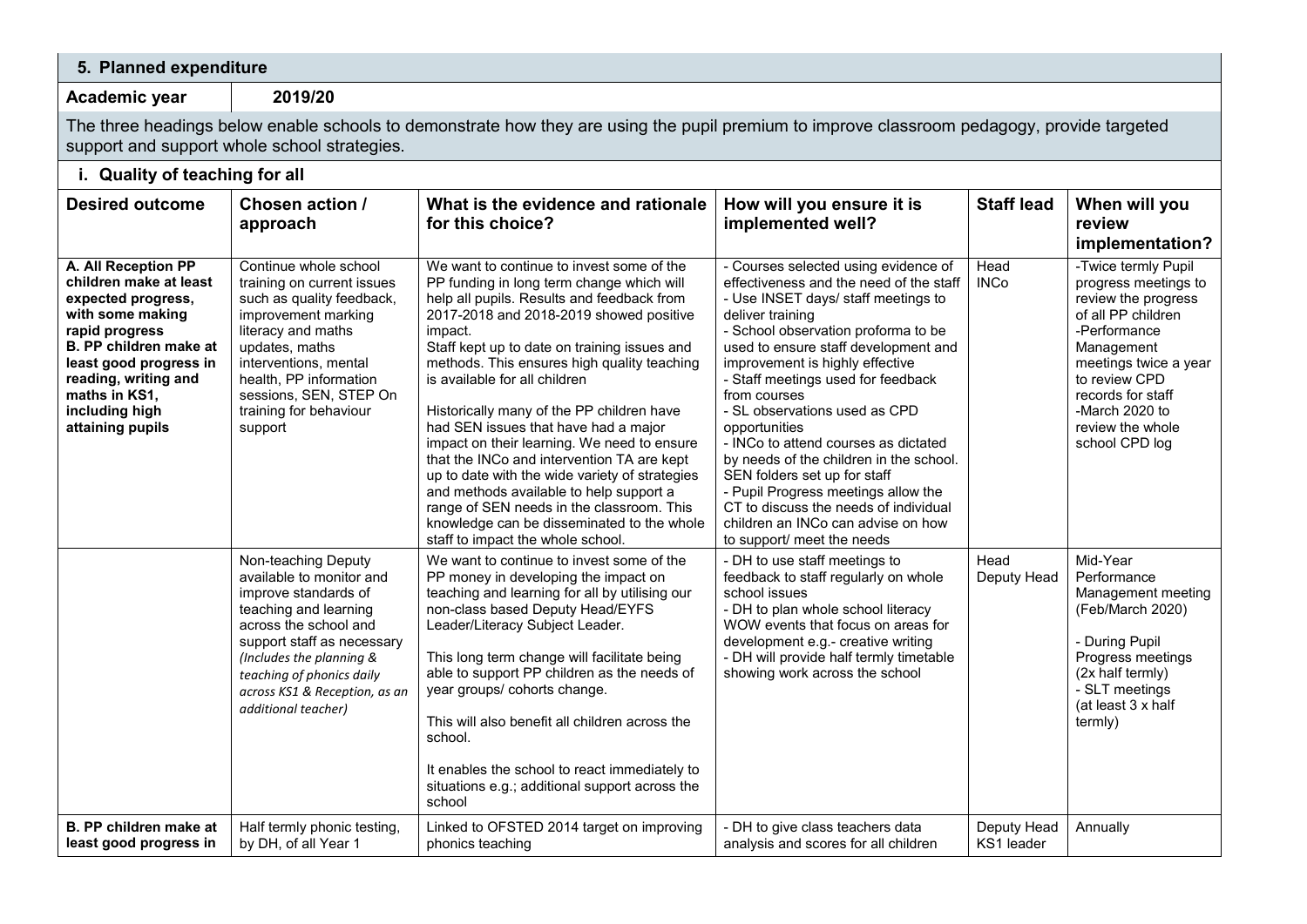## 5. Planned expenditure

**Academic year** 2019/20

The three headings below enable schools to demonstrate how they are using the pupil premium to improve classroom pedagogy, provide targeted support and support whole school strategies.

### i. Quality of teaching for all

| Desired outcome | Chosen action / approach | What is the evidence and rationale for this choice? | How will you ensure it is implemented well? | Staff lead | When will you review implementation? |
|---|---|---|---|---|---|
| **A. All Reception PP children make at least expected progress, with some making rapid progress**<br>**B. PP children make at least good progress in reading, writing and maths in KS1, including high attaining pupils** | Continue whole school training on current issues such as quality feedback, improvement marking literacy and maths updates, maths interventions, mental health, PP information sessions, SEN, STEP On training for behaviour support | We want to continue to invest some of the PP funding in long term change which will help all pupils. Results and feedback from 2017-2018 and 2018-2019 showed positive impact.<br>Staff kept up to date on training issues and methods. This ensures high quality teaching is available for all children<br><br>Historically many of the PP children have had SEN issues that have had a major impact on their learning. We need to ensure that the INCo and intervention TA are kept up to date with the wide variety of strategies and methods available to help support a range of SEN needs in the classroom. This knowledge can be disseminated to the whole staff to impact the whole school. | - Courses selected using evidence of effectiveness and the need of the staff<br>- Use INSET days/ staff meetings to deliver training<br>- School observation proforma to be used to ensure staff development and improvement is highly effective<br>- Staff meetings used for feedback from courses<br>- SL observations used as CPD opportunities<br>- INCo to attend courses as dictated by needs of the children in the school. SEN folders set up for staff<br>- Pupil Progress meetings allow the CT to discuss the needs of individual children an INCo can advise on how to support/ meet the needs | Head<br>INCo | -Twice termly Pupil progress meetings to review the progress of all PP children<br>-Performance Management meetings twice a year to review CPD records for staff<br>-March 2020 to review the whole school CPD log |
| | Non-teaching Deputy available to monitor and improve standards of teaching and learning across the school and support staff as necessary<br>*(Includes the planning & teaching of phonics daily across KS1 & Reception, as an additional teacher)* | We want to continue to invest some of the PP money in developing the impact on teaching and learning for all by utilising our non-class based Deputy Head/EYFS Leader/Literacy Subject Leader.<br><br>This long term change will facilitate being able to support PP children as the needs of year groups/ cohorts change.<br><br>This will also benefit all children across the school.<br><br>It enables the school to react immediately to situations e.g.; additional support across the school | - DH to use staff meetings to feedback to staff regularly on whole school issues<br>- DH to plan whole school literacy WOW events that focus on areas for development e.g.- creative writing<br>- DH will provide half termly timetable showing work across the school | Head<br>Deputy Head | Mid-Year Performance Management meeting (Feb/March 2020)<br><br>- During Pupil Progress meetings (2x half termly)<br>- SLT meetings (at least 3 x half termly) |
| **B. PP children make at least good progress in** | Half termly phonic testing, by DH, of all Year 1 | Linked to OFSTED 2014 target on improving phonics teaching | - DH to give class teachers data analysis and scores for all children | Deputy Head<br>KS1 leader | Annually |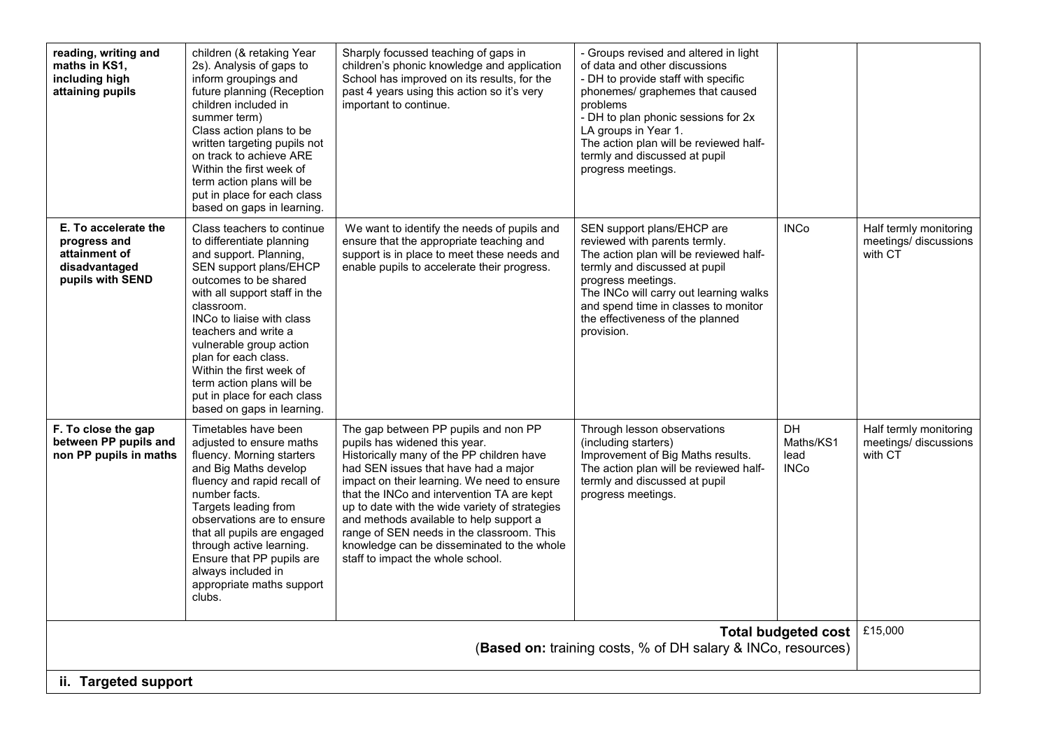| | | | | | |
|---|---|---|---|---|---|
| **reading, writing and maths in KS1, including high attaining pupils** | children (& retaking Year 2s). Analysis of gaps to inform groupings and future planning (Reception children included in summer term)<br>Class action plans to be written targeting pupils not on track to achieve ARE<br>Within the first week of term action plans will be put in place for each class based on gaps in learning. | Sharply focussed teaching of gaps in children's phonic knowledge and application School has improved on its results, for the past 4 years using this action so it's very important to continue. | - Groups revised and altered in light of data and other discussions<br>- DH to provide staff with specific phonemes/ graphemes that caused problems<br>- DH to plan phonic sessions for 2x LA groups in Year 1.<br>The action plan will be reviewed half-termly and discussed at pupil progress meetings. | | |
| **E. To accelerate the progress and attainment of disadvantaged pupils with SEND** | Class teachers to continue to differentiate planning and support. Planning, SEN support plans/EHCP outcomes to be shared with all support staff in the classroom.<br>INCo to liaise with class teachers and write a vulnerable group action plan for each class.<br>Within the first week of term action plans will be put in place for each class based on gaps in learning. | We want to identify the needs of pupils and ensure that the appropriate teaching and support is in place to meet these needs and enable pupils to accelerate their progress. | SEN support plans/EHCP are reviewed with parents termly.<br>The action plan will be reviewed half-termly and discussed at pupil progress meetings.<br>The INCo will carry out learning walks and spend time in classes to monitor the effectiveness of the planned provision. | INCo | Half termly monitoring meetings/ discussions with CT |
| **F. To close the gap between PP pupils and non PP pupils in maths** | Timetables have been adjusted to ensure maths fluency. Morning starters and Big Maths develop fluency and rapid recall of number facts.<br>Targets leading from observations are to ensure that all pupils are engaged through active learning.<br>Ensure that PP pupils are always included in appropriate maths support clubs. | The gap between PP pupils and non PP pupils has widened this year.<br>Historically many of the PP children have had SEN issues that have had a major impact on their learning. We need to ensure that the INCo and intervention TA are kept up to date with the wide variety of strategies and methods available to help support a range of SEN needs in the classroom. This knowledge can be disseminated to the whole staff to impact the whole school. | Through lesson observations (including starters)<br>Improvement of Big Maths results.<br>The action plan will be reviewed half-termly and discussed at pupil progress meetings. | DH<br>Maths/KS1 lead<br>INCo | Half termly monitoring meetings/ discussions with CT |
| | | | | **Total budgeted cost**<br>(**Based on:** training costs, % of DH salary & INCo, resources) | £15,000 |

**ii. Targeted support**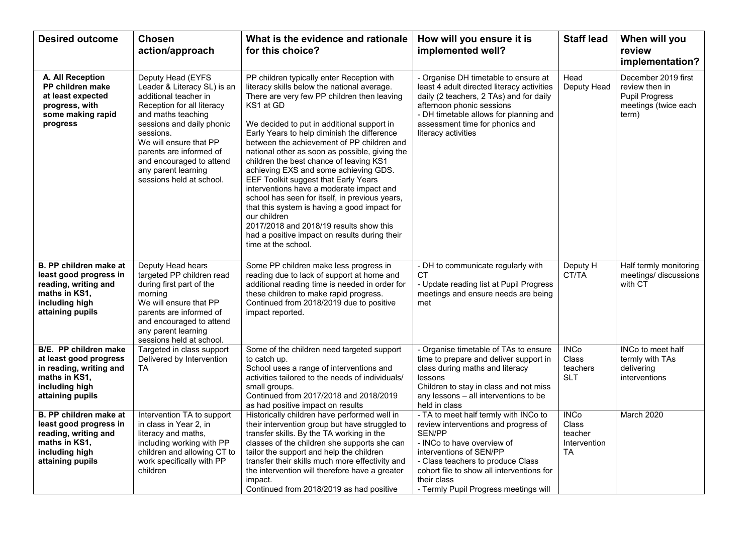| Desired outcome | Chosen action/approach | What is the evidence and rationale for this choice? | How will you ensure it is implemented well? | Staff lead | When will you review implementation? |
|---|---|---|---|---|---|
| **A. All Reception PP children make at least expected progress, with some making rapid progress** | Deputy Head (EYFS Leader & Literacy SL) is an additional teacher in Reception for all literacy and maths teaching sessions and daily phonic sessions.<br>We will ensure that PP parents are informed of and encouraged to attend any parent learning sessions held at school. | PP children typically enter Reception with literacy skills below the national average. There are very few PP children then leaving KS1 at GD<br><br>We decided to put in additional support in Early Years to help diminish the difference between the achievement of PP children and national other as soon as possible, giving the children the best chance of leaving KS1 achieving EXS and some achieving GDS. EEF Toolkit suggest that Early Years interventions have a moderate impact and school has seen for itself, in previous years, that this system is having a good impact for our children<br>2017/2018 and 2018/19 results show this had a positive impact on results during their time at the school. | - Organise DH timetable to ensure at least 4 adult directed literacy activities daily (2 teachers, 2 TAs) and for daily afternoon phonic sessions<br>- DH timetable allows for planning and assessment time for phonics and literacy activities | Head<br>Deputy Head | December 2019 first review then in Pupil Progress meetings (twice each term) |
| **B. PP children make at least good progress in reading, writing and maths in KS1, including high attaining pupils** | Deputy Head hears targeted PP children read during first part of the morning<br>We will ensure that PP parents are informed of and encouraged to attend any parent learning sessions held at school. | Some PP children make less progress in reading due to lack of support at home and additional reading time is needed in order for these children to make rapid progress.<br>Continued from 2018/2019 due to positive impact reported. | - DH to communicate regularly with CT<br>- Update reading list at Pupil Progress meetings and ensure needs are being met | Deputy H<br>CT/TA | Half termly monitoring meetings/ discussions with CT |
| **B/E. PP children make at least good progress in reading, writing and maths in KS1, including high attaining pupils** | Targeted in class support Delivered by Intervention TA | Some of the children need targeted support to catch up.<br>School uses a range of interventions and activities tailored to the needs of individuals/ small groups.<br>Continued from 2017/2018 and 2018/2019 as had positive impact on results | - Organise timetable of TAs to ensure time to prepare and deliver support in class during maths and literacy lessons<br>Children to stay in class and not miss any lessons – all interventions to be held in class | INCo<br>Class teachers<br>SLT | INCo to meet half termly with TAs delivering interventions |
| **B. PP children make at least good progress in reading, writing and maths in KS1, including high attaining pupils** | Intervention TA to support in class in Year 2, in literacy and maths, including working with PP children and allowing CT to work specifically with PP children | Historically children have performed well in their intervention group but have struggled to transfer skills. By the TA working in the classes of the children she supports she can tailor the support and help the children transfer their skills much more effectivity and the intervention will therefore have a greater impact.<br>Continued from 2018/2019 as had positive | - TA to meet half termly with INCo to review interventions and progress of SEN/PP<br>- INCo to have overview of interventions of SEN/PP<br>- Class teachers to produce Class cohort file to show all interventions for their class<br>- Termly Pupil Progress meetings will | INCo<br>Class teacher<br>Intervention TA | March 2020 |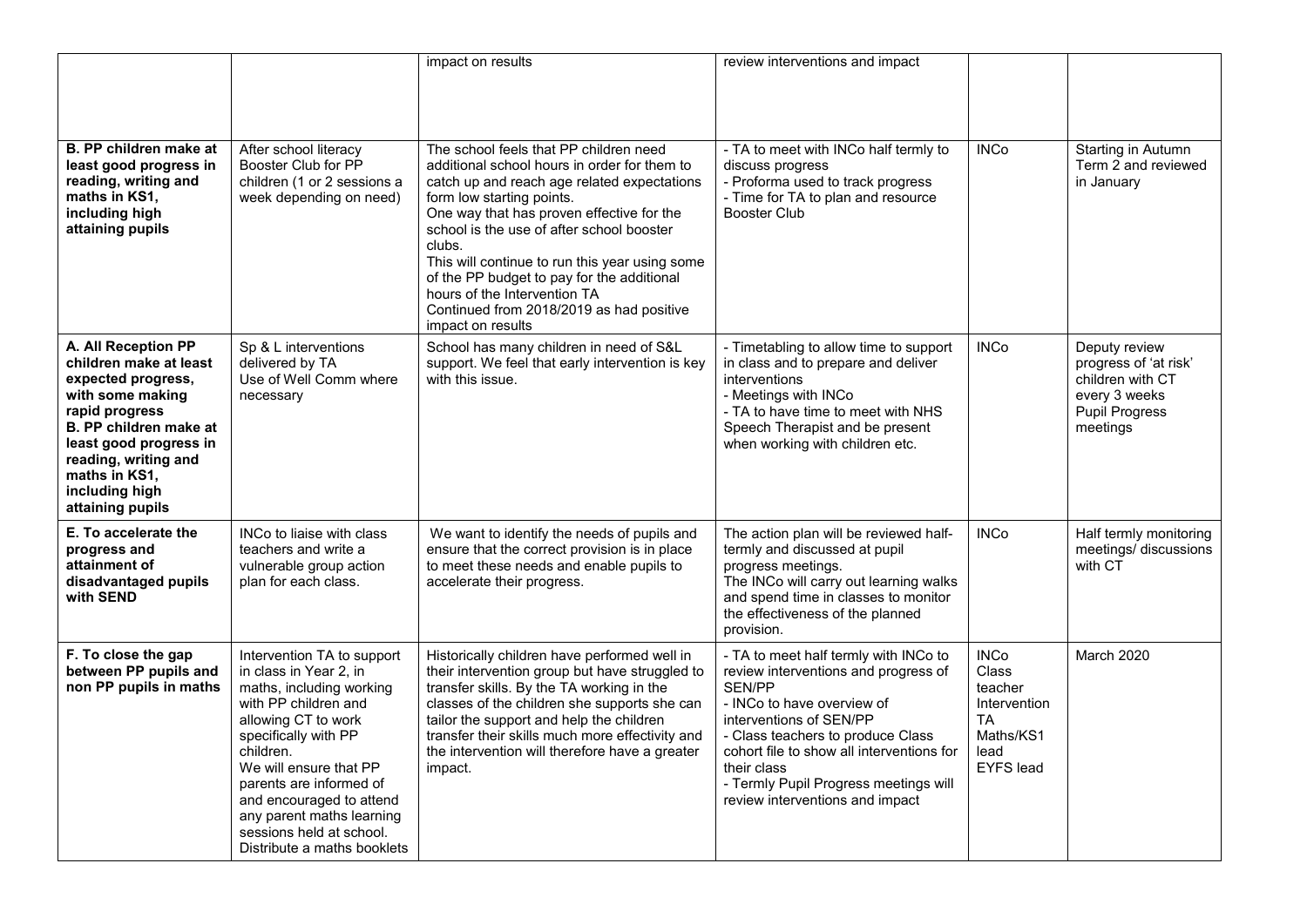| | | impact on results | review interventions and impact | | |
|---|---|---|---|---|---|
| **B. PP children make at least good progress in reading, writing and maths in KS1, including high attaining pupils** | After school literacy Booster Club for PP children (1 or 2 sessions a week depending on need) | The school feels that PP children need additional school hours in order for them to catch up and reach age related expectations form low starting points.<br>One way that has proven effective for the school is the use of after school booster clubs.<br>This will continue to run this year using some of the PP budget to pay for the additional hours of the Intervention TA<br>Continued from 2018/2019 as had positive impact on results | - TA to meet with INCo half termly to discuss progress<br>- Proforma used to track progress<br>- Time for TA to plan and resource Booster Club | INCo | Starting in Autumn Term 2 and reviewed in January |
| **A. All Reception PP children make at least expected progress, with some making rapid progress**<br>**B. PP children make at least good progress in reading, writing and maths in KS1, including high attaining pupils** | Sp & L interventions delivered by TA<br>Use of Well Comm where necessary | School has many children in need of S&L support. We feel that early intervention is key with this issue. | - Timetabling to allow time to support in class and to prepare and deliver interventions<br>- Meetings with INCo<br>- TA to have time to meet with NHS Speech Therapist and be present when working with children etc. | INCo | Deputy review progress of 'at risk' children with CT every 3 weeks<br>Pupil Progress meetings |
| **E. To accelerate the progress and attainment of disadvantaged pupils with SEND** | INCo to liaise with class teachers and write a vulnerable group action plan for each class. | We want to identify the needs of pupils and ensure that the correct provision is in place to meet these needs and enable pupils to accelerate their progress. | The action plan will be reviewed half-termly and discussed at pupil progress meetings.<br>The INCo will carry out learning walks and spend time in classes to monitor the effectiveness of the planned provision. | INCo | Half termly monitoring meetings/ discussions with CT |
| **F. To close the gap between PP pupils and non PP pupils in maths** | Intervention TA to support in class in Year 2, in maths, including working with PP children and allowing CT to work specifically with PP children.<br>We will ensure that PP parents are informed of and encouraged to attend any parent maths learning sessions held at school.<br>Distribute a maths booklets | Historically children have performed well in their intervention group but have struggled to transfer skills. By the TA working in the classes of the children she supports she can tailor the support and help the children transfer their skills much more effectivity and the intervention will therefore have a greater impact. | - TA to meet half termly with INCo to review interventions and progress of SEN/PP<br>- INCo to have overview of interventions of SEN/PP<br>- Class teachers to produce Class cohort file to show all interventions for their class<br>- Termly Pupil Progress meetings will review interventions and impact | INCo<br>Class teacher<br>Intervention TA<br>Maths/KS1 lead<br>EYFS lead | March 2020 |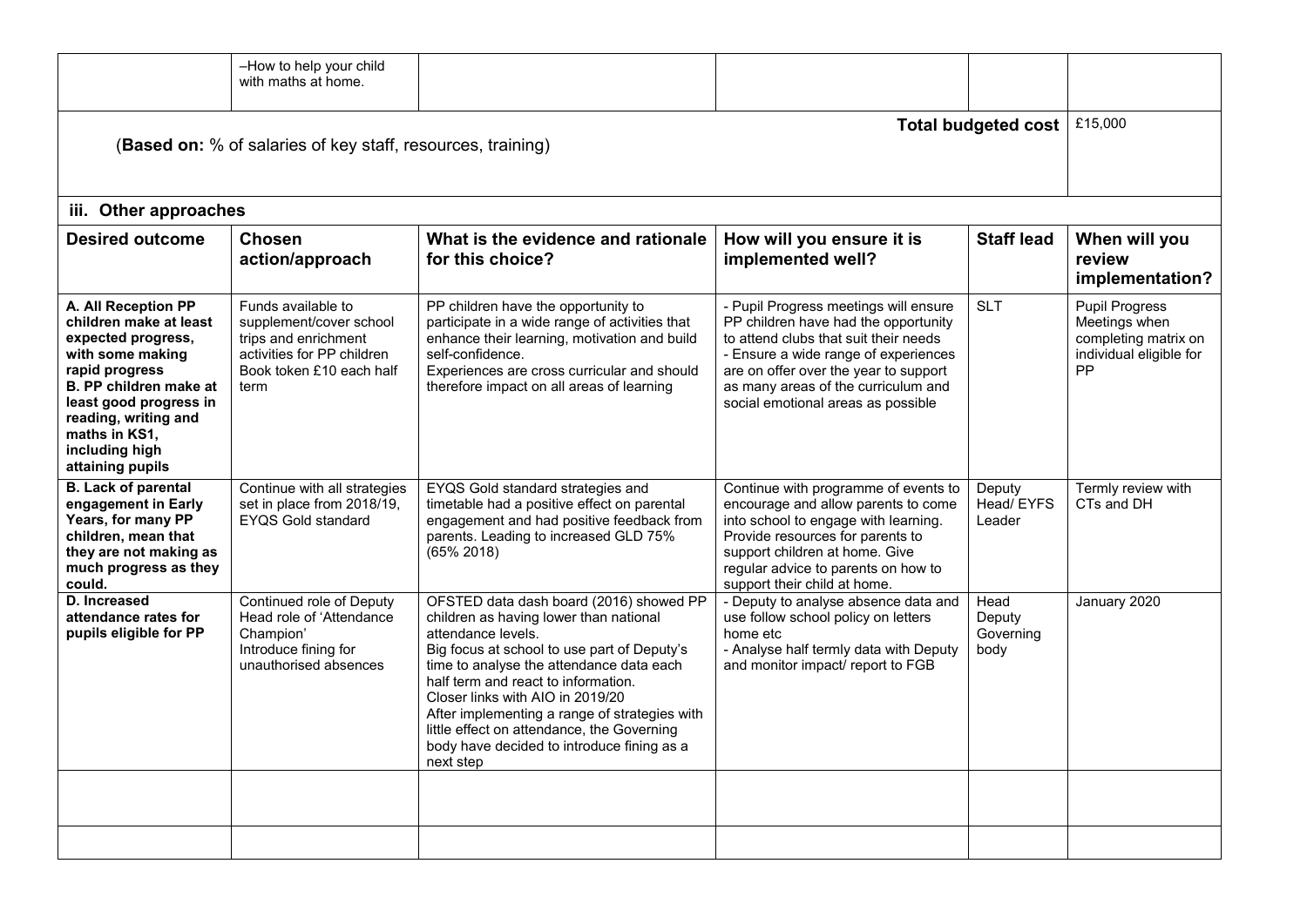| | –How to help your child with maths at home. | | | | |
|---|---|---|---|---|---|
| (**Based on:** % of salaries of key staff, resources, training) | | | | **Total budgeted cost** | £15,000 |

**iii. Other approaches**

| Desired outcome | Chosen action/approach | What is the evidence and rationale for this choice? | How will you ensure it is implemented well? | Staff lead | When will you review implementation? |
|---|---|---|---|---|---|
| **A. All Reception PP children make at least expected progress, with some making rapid progress**<br>**B. PP children make at least good progress in reading, writing and maths in KS1, including high attaining pupils** | Funds available to supplement/cover school trips and enrichment activities for PP children<br>Book token £10 each half term | PP children have the opportunity to participate in a wide range of activities that enhance their learning, motivation and build self-confidence.<br>Experiences are cross curricular and should therefore impact on all areas of learning | - Pupil Progress meetings will ensure PP children have had the opportunity to attend clubs that suit their needs<br>- Ensure a wide range of experiences are on offer over the year to support as many areas of the curriculum and social emotional areas as possible | SLT | Pupil Progress Meetings when completing matrix on individual eligible for PP |
| **B. Lack of parental engagement in Early Years, for many PP children, mean that they are not making as much progress as they could.** | Continue with all strategies set in place from 2018/19, EYQS Gold standard | EYQS Gold standard strategies and timetable had a positive effect on parental engagement and had positive feedback from parents. Leading to increased GLD 75% (65% 2018) | Continue with programme of events to encourage and allow parents to come into school to engage with learning. Provide resources for parents to support children at home. Give regular advice to parents on how to support their child at home. | Deputy Head/ EYFS Leader | Termly review with CTs and DH |
| **D. Increased attendance rates for pupils eligible for PP** | Continued role of Deputy Head role of 'Attendance Champion'<br>Introduce fining for unauthorised absences | OFSTED data dash board (2016) showed PP children as having lower than national attendance levels.<br>Big focus at school to use part of Deputy's time to analyse the attendance data each half term and react to information.<br>Closer links with AIO in 2019/20<br>After implementing a range of strategies with little effect on attendance, the Governing body have decided to introduce fining as a next step | - Deputy to analyse absence data and use follow school policy on letters home etc<br>- Analyse half termly data with Deputy and monitor impact/ report to FGB | Head<br>Deputy<br>Governing body | January 2020 |
| | | | | | |
| | | | | | |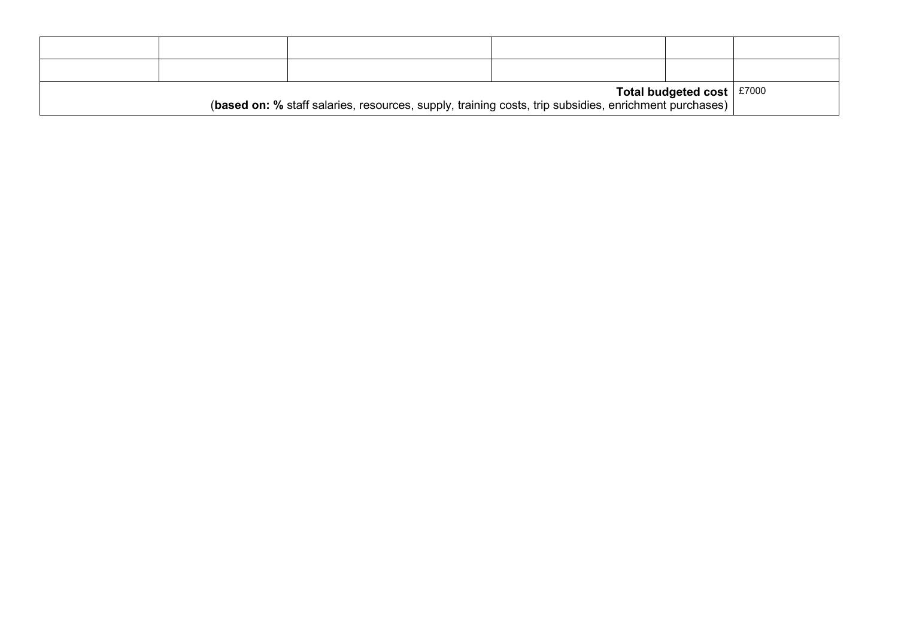| | | | | | |
|---|---|---|---|---|---|
| | | | | | |
| | | | | | |
| **Total budgeted cost** (**based on: %** staff salaries, resources, supply, training costs, trip subsidies, enrichment purchases) | | | | | £7000 |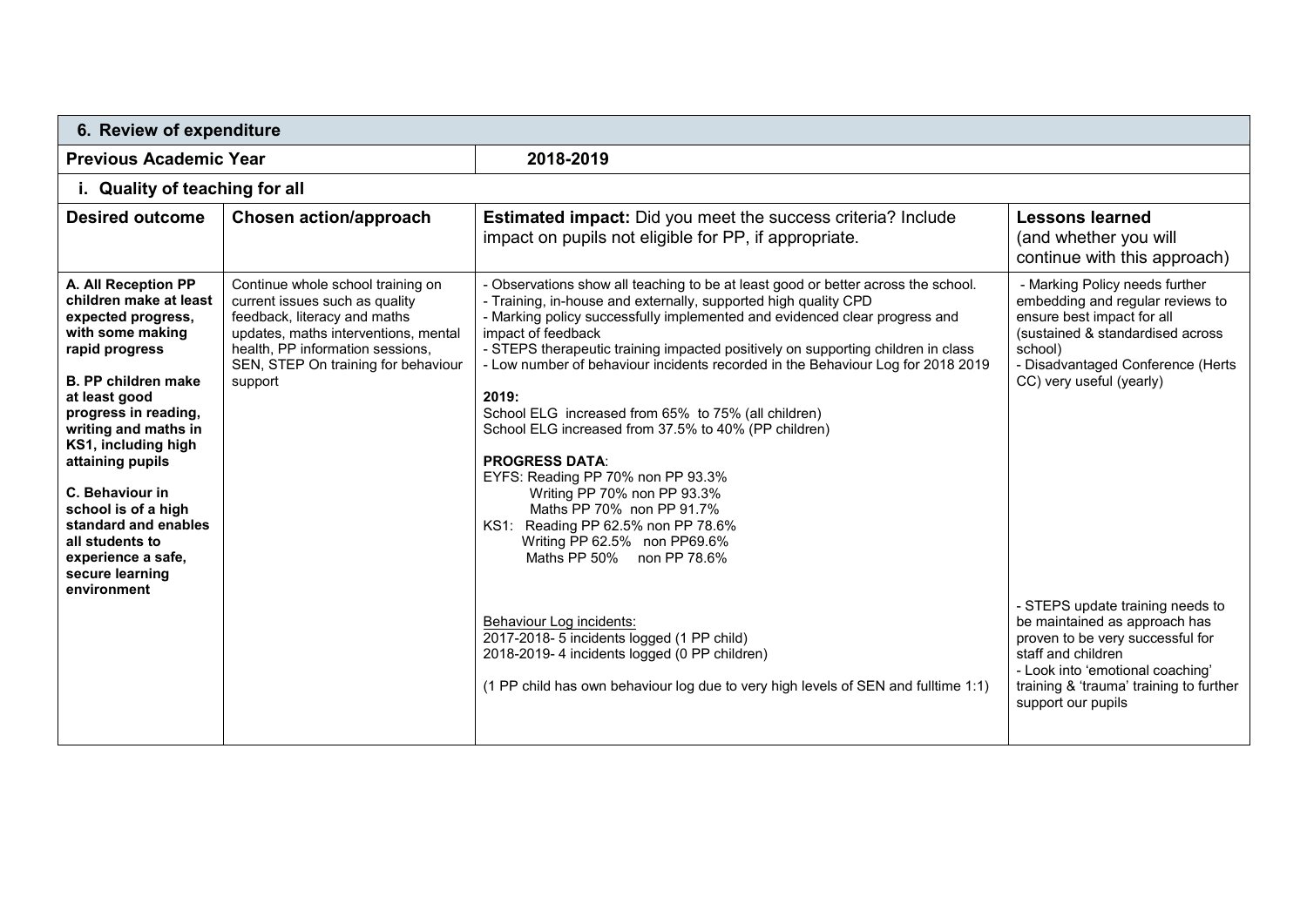## 6. Review of expenditure

| **Previous Academic Year** | **2018-2019** |
|---|---|

### i. Quality of teaching for all

| Desired outcome | Chosen action/approach | Estimated impact: Did you meet the success criteria? Include impact on pupils not eligible for PP, if appropriate. | Lessons learned (and whether you will continue with this approach) |
|---|---|---|---|
| **A. All Reception PP children make at least expected progress, with some making rapid progress**<br><br>**B. PP children make at least good progress in reading, writing and maths in KS1, including high attaining pupils**<br><br>**C. Behaviour in school is of a high standard and enables all students to experience a safe, secure learning environment** | Continue whole school training on current issues such as quality feedback, literacy and maths updates, maths interventions, mental health, PP information sessions, SEN, STEP On training for behaviour support | - Observations show all teaching to be at least good or better across the school.<br>- Training, in-house and externally, supported high quality CPD<br>- Marking policy successfully implemented and evidenced clear progress and impact of feedback<br>- STEPS therapeutic training impacted positively on supporting children in class<br>- Low number of behaviour incidents recorded in the Behaviour Log for 2018 2019<br><br>**2019:**<br>School ELG increased from 65% to 75% (all children)<br>School ELG increased from 37.5% to 40% (PP children)<br><br>**PROGRESS DATA**:<br>EYFS: Reading PP 70% non PP 93.3%<br>Writing PP 70% non PP 93.3%<br>Maths PP 70% non PP 91.7%<br>KS1: Reading PP 62.5% non PP 78.6%<br>Writing PP 62.5% non PP69.6%<br>Maths PP 50% non PP 78.6%<br><br>Behaviour Log incidents:<br>2017-2018- 5 incidents logged (1 PP child)<br>2018-2019- 4 incidents logged (0 PP children)<br><br>(1 PP child has own behaviour log due to very high levels of SEN and fulltime 1:1) | - Marking Policy needs further embedding and regular reviews to ensure best impact for all (sustained & standardised across school)<br>- Disadvantaged Conference (Herts CC) very useful (yearly)<br><br>- STEPS update training needs to be maintained as approach has proven to be very successful for staff and children<br>- Look into 'emotional coaching' training & 'trauma' training to further support our pupils |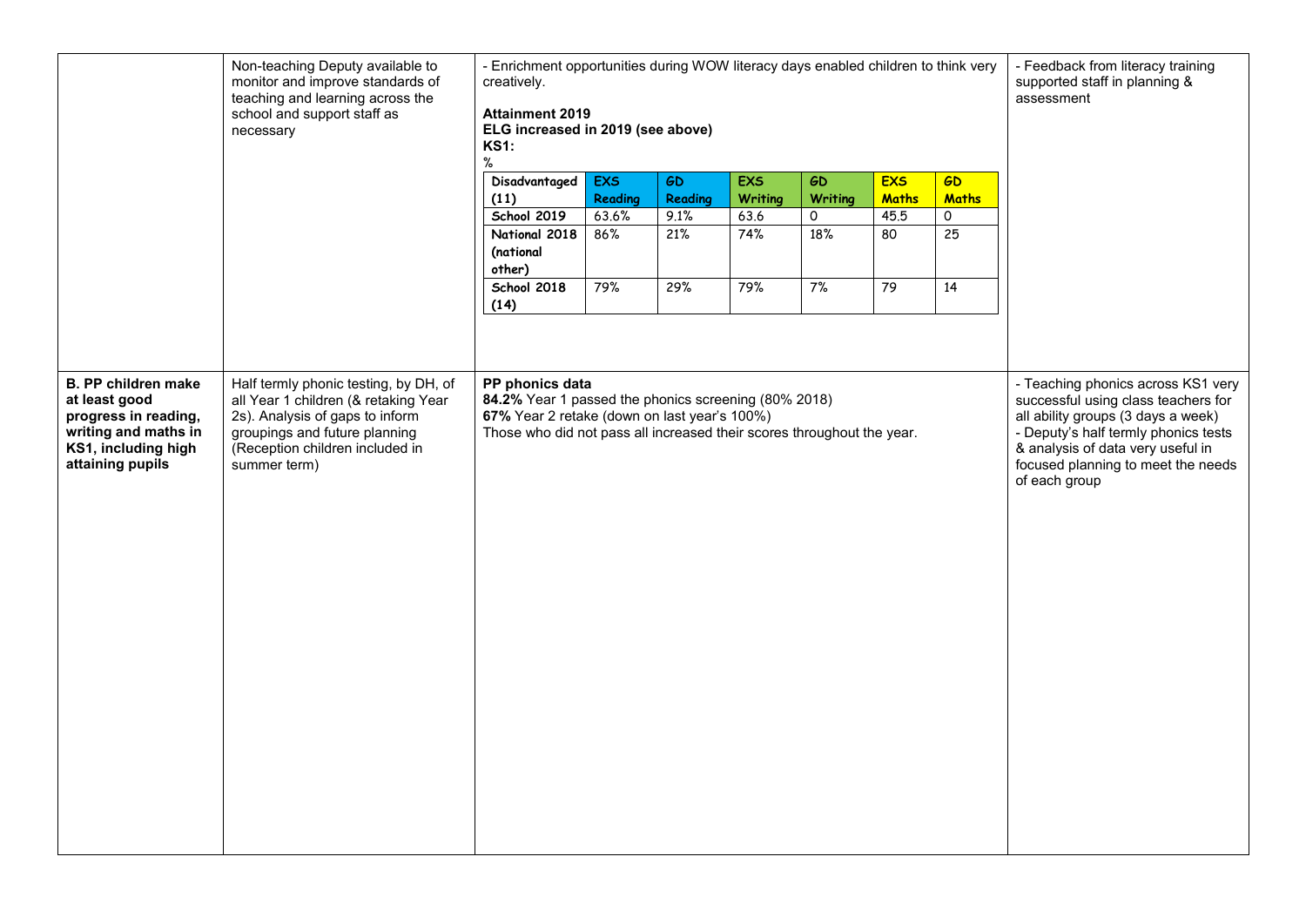| | | | |
|---|---|---|---|
| | Non-teaching Deputy available to monitor and improve standards of teaching and learning across the school and support staff as necessary | - Enrichment opportunities during WOW literacy days enabled children to think very creatively.<br><br>**Attainment 2019**<br>**ELG increased in 2019 (see above)**<br>**KS1:**<br>% | - Feedback from literacy training supported staff in planning & assessment |
| **B. PP children make at least good progress in reading, writing and maths in KS1, including high attaining pupils** | Half termly phonic testing, by DH, of all Year 1 children (& retaking Year 2s). Analysis of gaps to inform groupings and future planning (Reception children included in summer term) | **PP phonics data**<br>**84.2%** Year 1 passed the phonics screening (80% 2018)<br>**67%** Year 2 retake (down on last year's 100%)<br>Those who did not pass all increased their scores throughout the year. | - Teaching phonics across KS1 very successful using class teachers for all ability groups (3 days a week)<br>- Deputy's half termly phonics tests & analysis of data very useful in focused planning to meet the needs of each group |

| Disadvantaged (11) | EXS Reading | GD Reading | EXS Writing | GD Writing | EXS Maths | GD Maths |
|---|---|---|---|---|---|---|
| School 2019 | 63.6% | 9.1% | 63.6 | 0 | 45.5 | 0 |
| National 2018 (national other) | 86% | 21% | 74% | 18% | 80 | 25 |
| School 2018 (14) | 79% | 29% | 79% | 7% | 79 | 14 |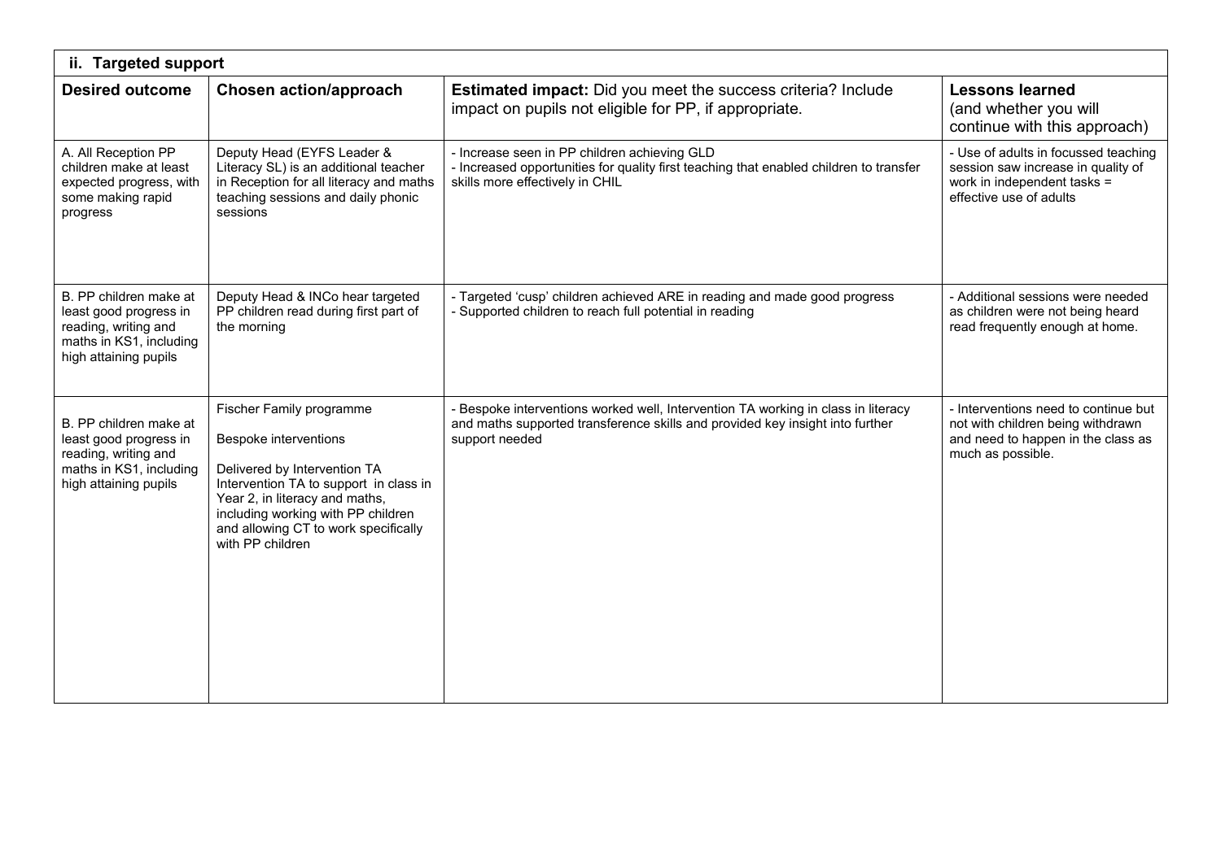## ii. Targeted support

| Desired outcome | Chosen action/approach | **Estimated impact:** Did you meet the success criteria? Include impact on pupils not eligible for PP, if appropriate. | **Lessons learned** (and whether you will continue with this approach) |
|---|---|---|---|
| A. All Reception PP children make at least expected progress, with some making rapid progress | Deputy Head (EYFS Leader & Literacy SL) is an additional teacher in Reception for all literacy and maths teaching sessions and daily phonic sessions | - Increase seen in PP children achieving GLD<br>- Increased opportunities for quality first teaching that enabled children to transfer skills more effectively in CHIL | - Use of adults in focussed teaching session saw increase in quality of work in independent tasks = effective use of adults |
| B. PP children make at least good progress in reading, writing and maths in KS1, including high attaining pupils | Deputy Head & INCo hear targeted PP children read during first part of the morning | - Targeted 'cusp' children achieved ARE in reading and made good progress<br>- Supported children to reach full potential in reading | - Additional sessions were needed as children were not being heard read frequently enough at home. |
| B. PP children make at least good progress in reading, writing and maths in KS1, including high attaining pupils | Fischer Family programme<br><br>Bespoke interventions<br><br>Delivered by Intervention TA<br>Intervention TA to support in class in Year 2, in literacy and maths, including working with PP children and allowing CT to work specifically with PP children | - Bespoke interventions worked well, Intervention TA working in class in literacy and maths supported transference skills and provided key insight into further support needed | - Interventions need to continue but not with children being withdrawn and need to happen in the class as much as possible. |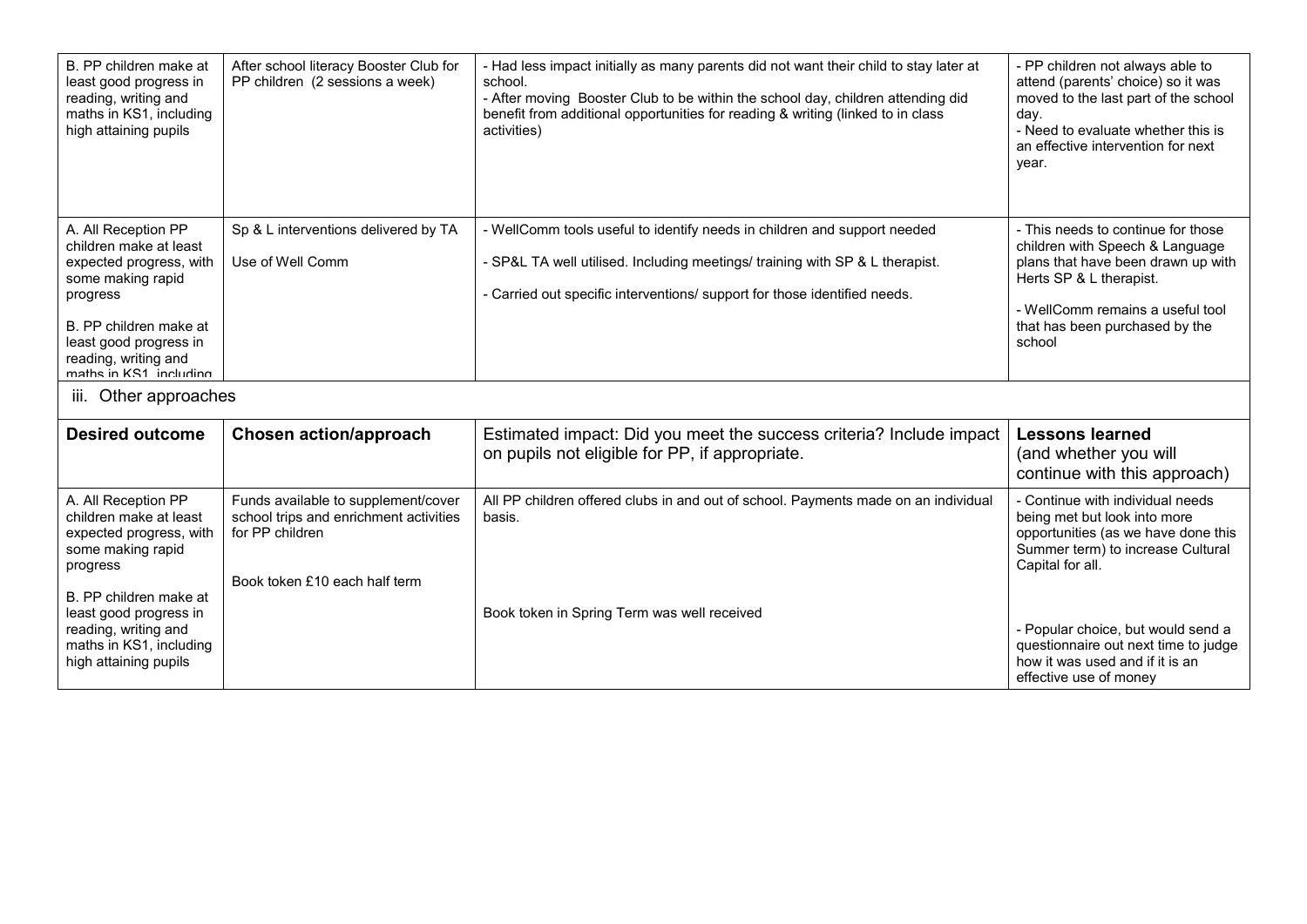| B. PP children make at least good progress in reading, writing and maths in KS1, including high attaining pupils | After school literacy Booster Club for PP children (2 sessions a week) | - Had less impact initially as many parents did not want their child to stay later at school.<br>- After moving Booster Club to be within the school day, children attending did benefit from additional opportunities for reading & writing (linked to in class activities) | - PP children not always able to attend (parents' choice) so it was moved to the last part of the school day.<br>- Need to evaluate whether this is an effective intervention for next year. |
|---|---|---|---|
| A. All Reception PP children make at least expected progress, with some making rapid progress<br><br>B. PP children make at least good progress in reading, writing and maths in KS1, including | Sp & L interventions delivered by TA<br><br>Use of Well Comm | - WellComm tools useful to identify needs in children and support needed<br><br>- SP&L TA well utilised. Including meetings/ training with SP & L therapist.<br><br>- Carried out specific interventions/ support for those identified needs. | - This needs to continue for those children with Speech & Language plans that have been drawn up with Herts SP & L therapist.<br><br>- WellComm remains a useful tool that has been purchased by the school |

iii. Other approaches

| **Desired outcome** | **Chosen action/approach** | Estimated impact: Did you meet the success criteria? Include impact on pupils not eligible for PP, if appropriate. | **Lessons learned** (and whether you will continue with this approach) |
|---|---|---|---|
| A. All Reception PP children make at least expected progress, with some making rapid progress<br><br>B. PP children make at least good progress in reading, writing and maths in KS1, including high attaining pupils | Funds available to supplement/cover school trips and enrichment activities for PP children<br><br>Book token £10 each half term | All PP children offered clubs in and out of school. Payments made on an individual basis.<br><br>Book token in Spring Term was well received | - Continue with individual needs being met but look into more opportunities (as we have done this Summer term) to increase Cultural Capital for all.<br><br>- Popular choice, but would send a questionnaire out next time to judge how it was used and if it is an effective use of money |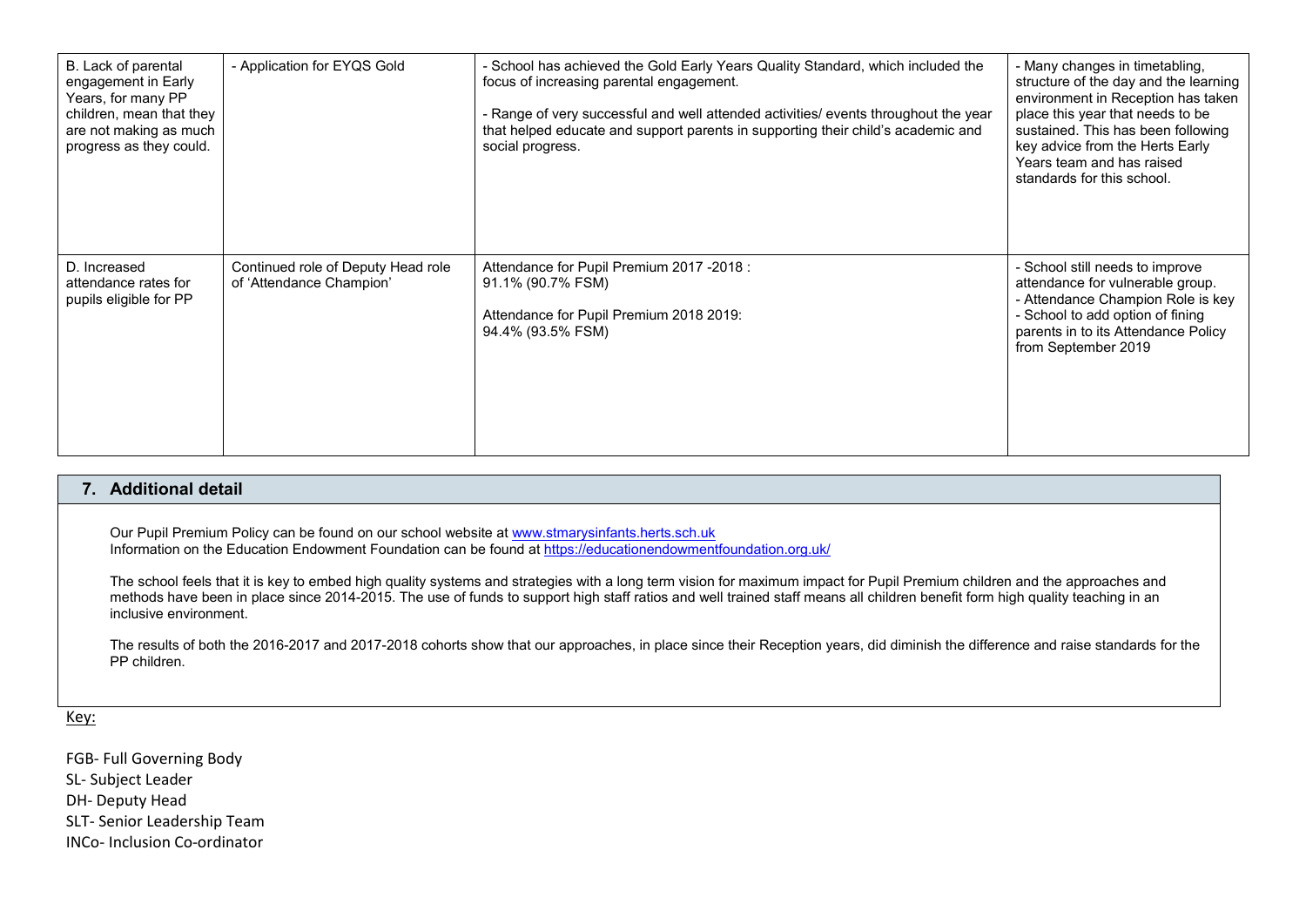| | | | |
|---|---|---|---|
| B. Lack of parental engagement in Early Years, for many PP children, mean that they are not making as much progress as they could. | - Application for EYQS Gold | - School has achieved the Gold Early Years Quality Standard, which included the focus of increasing parental engagement.<br><br>- Range of very successful and well attended activities/ events throughout the year that helped educate and support parents in supporting their child's academic and social progress. | - Many changes in timetabling, structure of the day and the learning environment in Reception has taken place this year that needs to be sustained. This has been following key advice from the Herts Early Years team and has raised standards for this school. |
| D. Increased attendance rates for pupils eligible for PP | Continued role of Deputy Head role of 'Attendance Champion' | Attendance for Pupil Premium 2017 -2018 :<br>91.1% (90.7% FSM)<br><br>Attendance for Pupil Premium 2018 2019:<br>94.4% (93.5% FSM) | - School still needs to improve attendance for vulnerable group.<br>- Attendance Champion Role is key<br>- School to add option of fining parents in to its Attendance Policy from September 2019 |

## 7. Additional detail

Our Pupil Premium Policy can be found on our school website at [www.stmarysinfants.herts.sch.uk](www.stmarysinfants.herts.sch.uk)
Information on the Education Endowment Foundation can be found at [https://educationendowmentfoundation.org.uk/](https://educationendowmentfoundation.org.uk/)

The school feels that it is key to embed high quality systems and strategies with a long term vision for maximum impact for Pupil Premium children and the approaches and methods have been in place since 2014-2015. The use of funds to support high staff ratios and well trained staff means all children benefit form high quality teaching in an inclusive environment.

The results of both the 2016-2017 and 2017-2018 cohorts show that our approaches, in place since their Reception years, did diminish the difference and raise standards for the PP children.

Key:

FGB- Full Governing Body
SL- Subject Leader
DH- Deputy Head
SLT- Senior Leadership Team
INCo- Inclusion Co-ordinator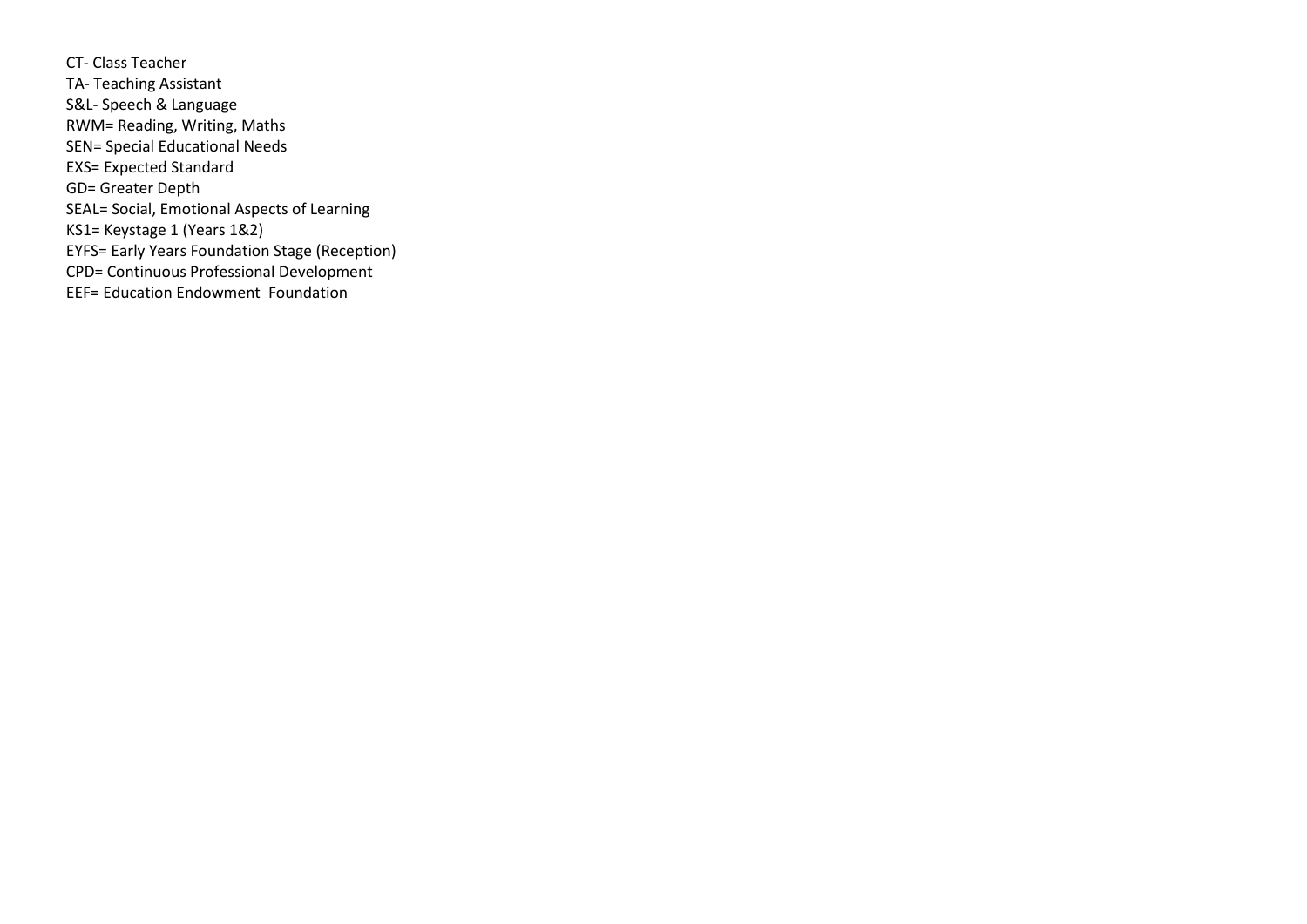CT- Class Teacher
TA- Teaching Assistant
S&L- Speech & Language
RWM= Reading, Writing, Maths
SEN= Special Educational Needs
EXS= Expected Standard
GD= Greater Depth
SEAL= Social, Emotional Aspects of Learning
KS1= Keystage 1 (Years 1&2)
EYFS= Early Years Foundation Stage (Reception)
CPD= Continuous Professional Development
EEF= Education Endowment Foundation